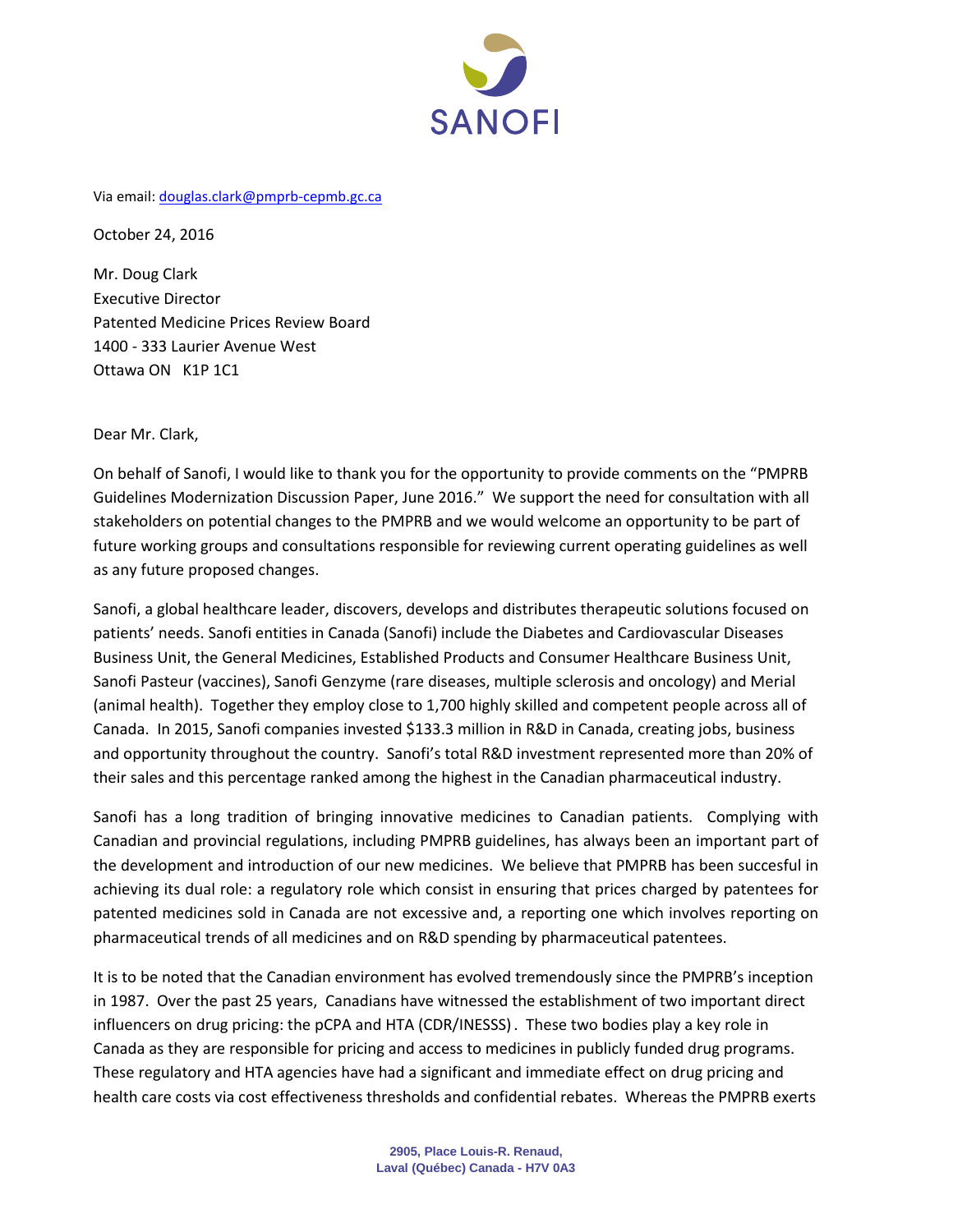SANOFI

Via email: douglas.clark@pmprb-cepmb.gc.ca

October 24, 2016

Mr. Doug Clark
Executive Director
Patented Medicine Prices Review Board
1400 - 333 Laurier Avenue West
Ottawa ON K1P 1C1

Dear Mr. Clark,

On behalf of Sanofi, I would like to thank you for the opportunity to provide comments on the "PMPRB Guidelines Modernization Discussion Paper, June 2016." We support the need for consultation with all stakeholders on potential changes to the PMPRB and we would welcome an opportunity to be part of future working groups and consultations responsible for reviewing current operating guidelines as well as any future proposed changes.

Sanofi, a global healthcare leader, discovers, develops and distributes therapeutic solutions focused on patients' needs. Sanofi entities in Canada (Sanofi) include the Diabetes and Cardiovascular Diseases Business Unit, the General Medicines, Established Products and Consumer Healthcare Business Unit, Sanofi Pasteur (vaccines), Sanofi Genzyme (rare diseases, multiple sclerosis and oncology) and Merial (animal health). Together they employ close to 1,700 highly skilled and competent people across all of Canada. In 2015, Sanofi companies invested $133.3 million in R&D in Canada, creating jobs, business and opportunity throughout the country. Sanofi's total R&D investment represented more than 20% of their sales and this percentage ranked among the highest in the Canadian pharmaceutical industry.

Sanofi has a long tradition of bringing innovative medicines to Canadian patients. Complying with Canadian and provincial regulations, including PMPRB guidelines, has always been an important part of the development and introduction of our new medicines. We believe that PMPRB has been succesful in achieving its dual role: a regulatory role which consist in ensuring that prices charged by patentees for patented medicines sold in Canada are not excessive and, a reporting one which involves reporting on pharmaceutical trends of all medicines and on R&D spending by pharmaceutical patentees.

It is to be noted that the Canadian environment has evolved tremendously since the PMPRB's inception in 1987. Over the past 25 years, Canadians have witnessed the establishment of two important direct influencers on drug pricing: the pCPA and HTA (CDR/INESSS). These two bodies play a key role in Canada as they are responsible for pricing and access to medicines in publicly funded drug programs. These regulatory and HTA agencies have had a significant and immediate effect on drug pricing and health care costs via cost effectiveness thresholds and confidential rebates. Whereas the PMPRB exerts

2905, Place Louis-R. Renaud,
Laval (Québec) Canada - H7V 0A3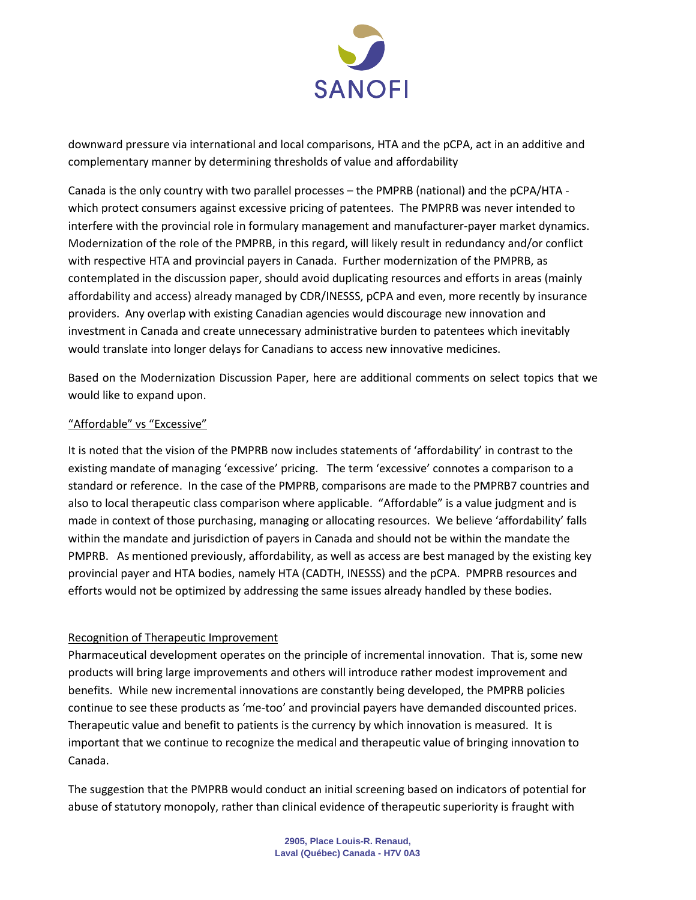downward pressure via international and local comparisons, HTA and the pCPA, act in an additive and complementary manner by determining thresholds of value and affordability

Canada is the only country with two parallel processes – the PMPRB (national) and the pCPA/HTA - which protect consumers against excessive pricing of patentees. The PMPRB was never intended to interfere with the provincial role in formulary management and manufacturer-payer market dynamics. Modernization of the role of the PMPRB, in this regard, will likely result in redundancy and/or conflict with respective HTA and provincial payers in Canada. Further modernization of the PMPRB, as contemplated in the discussion paper, should avoid duplicating resources and efforts in areas (mainly affordability and access) already managed by CDR/INESSS, pCPA and even, more recently by insurance providers. Any overlap with existing Canadian agencies would discourage new innovation and investment in Canada and create unnecessary administrative burden to patentees which inevitably would translate into longer delays for Canadians to access new innovative medicines.

Based on the Modernization Discussion Paper, here are additional comments on select topics that we would like to expand upon.

<u>"Affordable" vs "Excessive"</u>

It is noted that the vision of the PMPRB now includes statements of 'affordability' in contrast to the existing mandate of managing 'excessive' pricing. The term 'excessive' connotes a comparison to a standard or reference. In the case of the PMPRB, comparisons are made to the PMPRB7 countries and also to local therapeutic class comparison where applicable. "Affordable" is a value judgment and is made in context of those purchasing, managing or allocating resources. We believe 'affordability' falls within the mandate and jurisdiction of payers in Canada and should not be within the mandate the PMPRB. As mentioned previously, affordability, as well as access are best managed by the existing key provincial payer and HTA bodies, namely HTA (CADTH, INESSS) and the pCPA. PMPRB resources and efforts would not be optimized by addressing the same issues already handled by these bodies.

<u>Recognition of Therapeutic Improvement</u>

Pharmaceutical development operates on the principle of incremental innovation. That is, some new products will bring large improvements and others will introduce rather modest improvement and benefits. While new incremental innovations are constantly being developed, the PMPRB policies continue to see these products as 'me-too' and provincial payers have demanded discounted prices. Therapeutic value and benefit to patients is the currency by which innovation is measured. It is important that we continue to recognize the medical and therapeutic value of bringing innovation to Canada.

The suggestion that the PMPRB would conduct an initial screening based on indicators of potential for abuse of statutory monopoly, rather than clinical evidence of therapeutic superiority is fraught with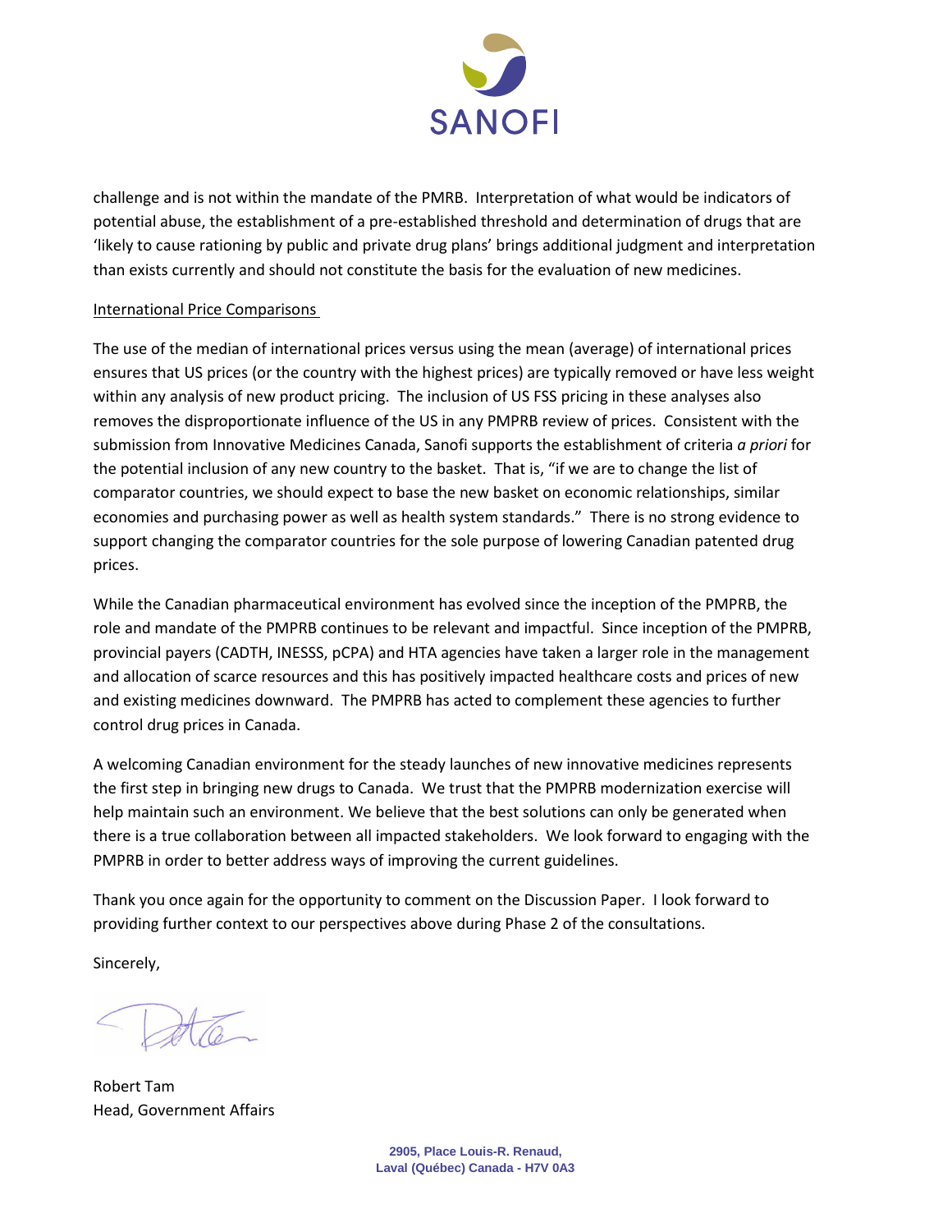challenge and is not within the mandate of the PMRB. Interpretation of what would be indicators of potential abuse, the establishment of a pre-established threshold and determination of drugs that are 'likely to cause rationing by public and private drug plans' brings additional judgment and interpretation than exists currently and should not constitute the basis for the evaluation of new medicines.

International Price Comparisons

The use of the median of international prices versus using the mean (average) of international prices ensures that US prices (or the country with the highest prices) are typically removed or have less weight within any analysis of new product pricing. The inclusion of US FSS pricing in these analyses also removes the disproportionate influence of the US in any PMPRB review of prices. Consistent with the submission from Innovative Medicines Canada, Sanofi supports the establishment of criteria *a priori* for the potential inclusion of any new country to the basket. That is, "if we are to change the list of comparator countries, we should expect to base the new basket on economic relationships, similar economies and purchasing power as well as health system standards." There is no strong evidence to support changing the comparator countries for the sole purpose of lowering Canadian patented drug prices.

While the Canadian pharmaceutical environment has evolved since the inception of the PMPRB, the role and mandate of the PMPRB continues to be relevant and impactful. Since inception of the PMPRB, provincial payers (CADTH, INESSS, pCPA) and HTA agencies have taken a larger role in the management and allocation of scarce resources and this has positively impacted healthcare costs and prices of new and existing medicines downward. The PMPRB has acted to complement these agencies to further control drug prices in Canada.

A welcoming Canadian environment for the steady launches of new innovative medicines represents the first step in bringing new drugs to Canada. We trust that the PMPRB modernization exercise will help maintain such an environment. We believe that the best solutions can only be generated when there is a true collaboration between all impacted stakeholders. We look forward to engaging with the PMPRB in order to better address ways of improving the current guidelines.

Thank you once again for the opportunity to comment on the Discussion Paper. I look forward to providing further context to our perspectives above during Phase 2 of the consultations.

Sincerely,

Robert Tam
Head, Government Affairs

2905, Place Louis-R. Renaud,
Laval (Québec) Canada - H7V 0A3